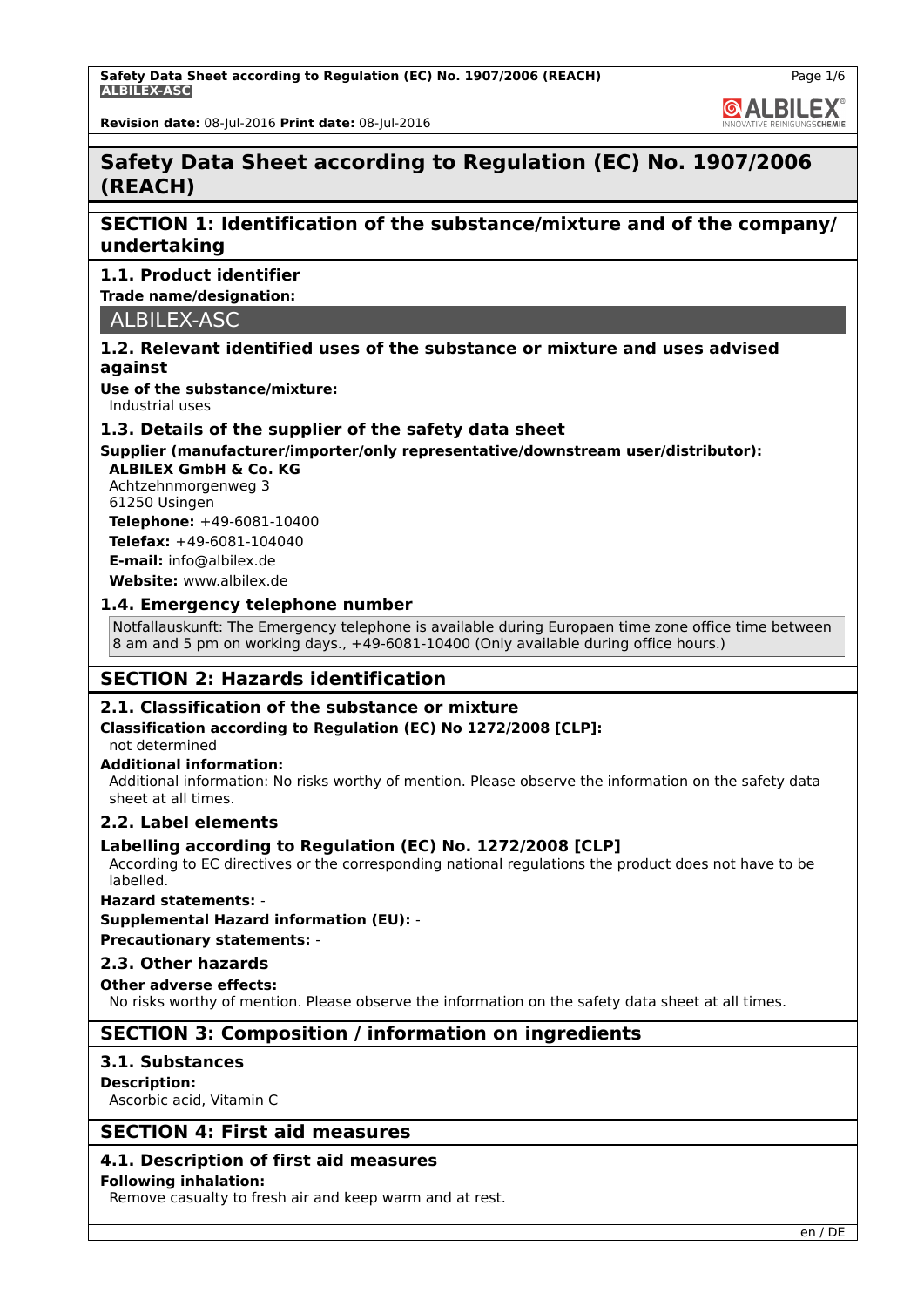# Safety Data Sheet according to Regulation (EC) No. 1907/2006 (REACH)

**Revision date:** 08-Jul-2016 **Print date:** 08-Jul-2016

## SECTION 1: Identification of the substance/mixture and of the company/undertaking

### 1.1. Product identifier

**Trade name/designation:**

ALBILEX-ASC

### 1.2. Relevant identified uses of the substance or mixture and uses advised against

**Use of the substance/mixture:**
Industrial uses

### 1.3. Details of the supplier of the safety data sheet

**Supplier (manufacturer/importer/only representative/downstream user/distributor):**

**ALBILEX GmbH & Co. KG**
Achtzehnmorgenweg 3
61250 Usingen
**Telephone:** +49-6081-10400
**Telefax:** +49-6081-104040
**E-mail:** info@albilex.de
**Website:** www.albilex.de

### 1.4. Emergency telephone number

Notfallauskunft: The Emergency telephone is available during Europaen time zone office time between 8 am and 5 pm on working days., +49-6081-10400 (Only available during office hours.)

## SECTION 2: Hazards identification

### 2.1. Classification of the substance or mixture

**Classification according to Regulation (EC) No 1272/2008 [CLP]:**
not determined

**Additional information:**
Additional information: No risks worthy of mention. Please observe the information on the safety data sheet at all times.

### 2.2. Label elements

**Labelling according to Regulation (EC) No. 1272/2008 [CLP]**
According to EC directives or the corresponding national regulations the product does not have to be labelled.

**Hazard statements:** -

**Supplemental Hazard information (EU):** -

**Precautionary statements:** -

### 2.3. Other hazards

**Other adverse effects:**
No risks worthy of mention. Please observe the information on the safety data sheet at all times.

## SECTION 3: Composition / information on ingredients

### 3.1. Substances

**Description:**
Ascorbic acid, Vitamin C

## SECTION 4: First aid measures

### 4.1. Description of first aid measures

**Following inhalation:**
Remove casualty to fresh air and keep warm and at rest.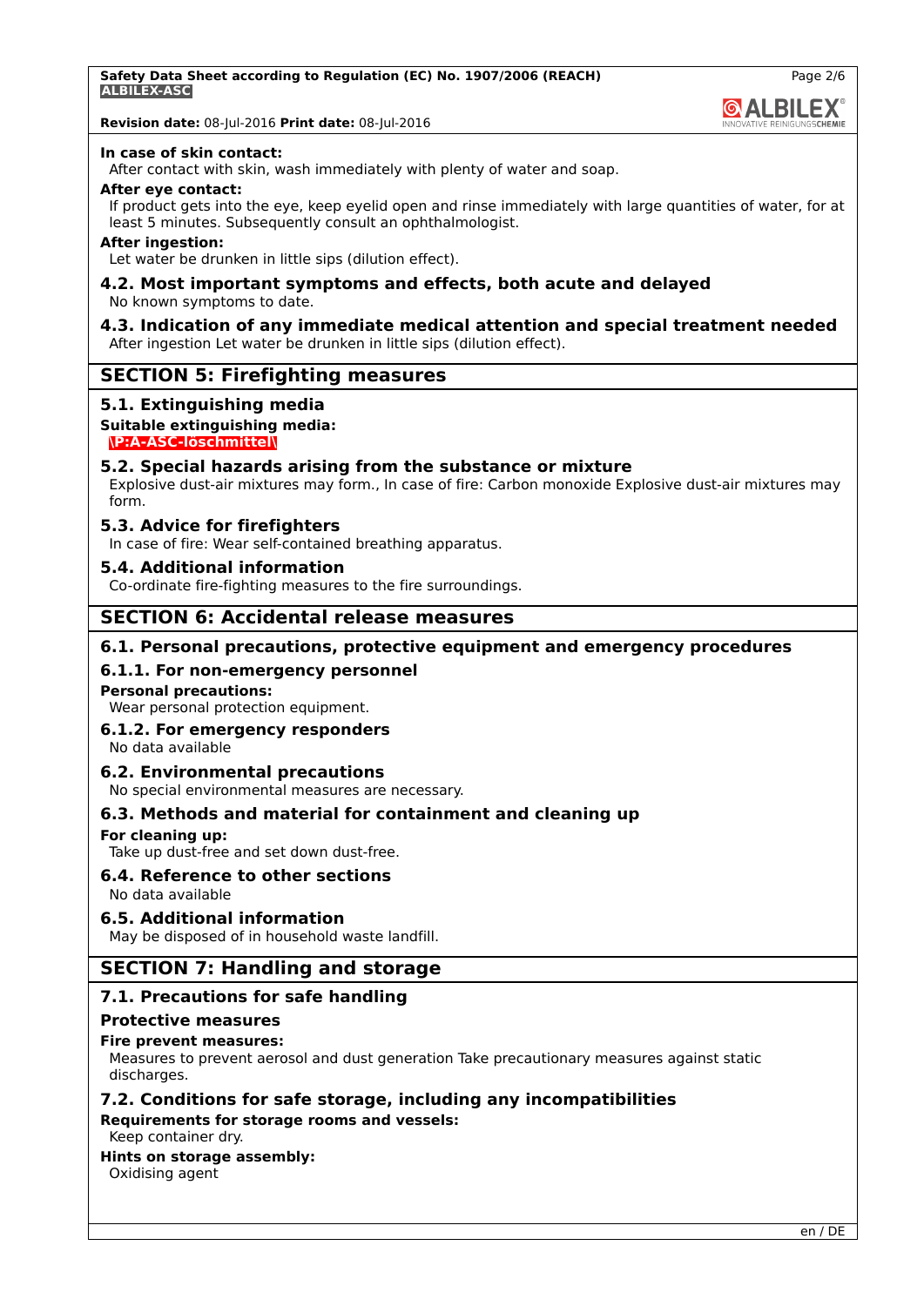**In case of skin contact:**

After contact with skin, wash immediately with plenty of water and soap.

**After eye contact:**

If product gets into the eye, keep eyelid open and rinse immediately with large quantities of water, for at least 5 minutes. Subsequently consult an ophthalmologist.

**After ingestion:**

Let water be drunken in little sips (dilution effect).

### 4.2. Most important symptoms and effects, both acute and delayed

No known symptoms to date.

### 4.3. Indication of any immediate medical attention and special treatment needed

After ingestion Let water be drunken in little sips (dilution effect).

## SECTION 5: Firefighting measures

### 5.1. Extinguishing media

**Suitable extinguishing media:**

\P:A-ASC-löschmittel\

### 5.2. Special hazards arising from the substance or mixture

Explosive dust-air mixtures may form., In case of fire: Carbon monoxide Explosive dust-air mixtures may form.

### 5.3. Advice for firefighters

In case of fire: Wear self-contained breathing apparatus.

### 5.4. Additional information

Co-ordinate fire-fighting measures to the fire surroundings.

## SECTION 6: Accidental release measures

### 6.1. Personal precautions, protective equipment and emergency procedures

#### 6.1.1. For non-emergency personnel

**Personal precautions:**

Wear personal protection equipment.

#### 6.1.2. For emergency responders

No data available

### 6.2. Environmental precautions

No special environmental measures are necessary.

### 6.3. Methods and material for containment and cleaning up

**For cleaning up:**

Take up dust-free and set down dust-free.

### 6.4. Reference to other sections

No data available

### 6.5. Additional information

May be disposed of in household waste landfill.

## SECTION 7: Handling and storage

### 7.1. Precautions for safe handling

**Protective measures**

**Fire prevent measures:**

Measures to prevent aerosol and dust generation Take precautionary measures against static discharges.

### 7.2. Conditions for safe storage, including any incompatibilities

**Requirements for storage rooms and vessels:**

Keep container dry.

**Hints on storage assembly:**

Oxidising agent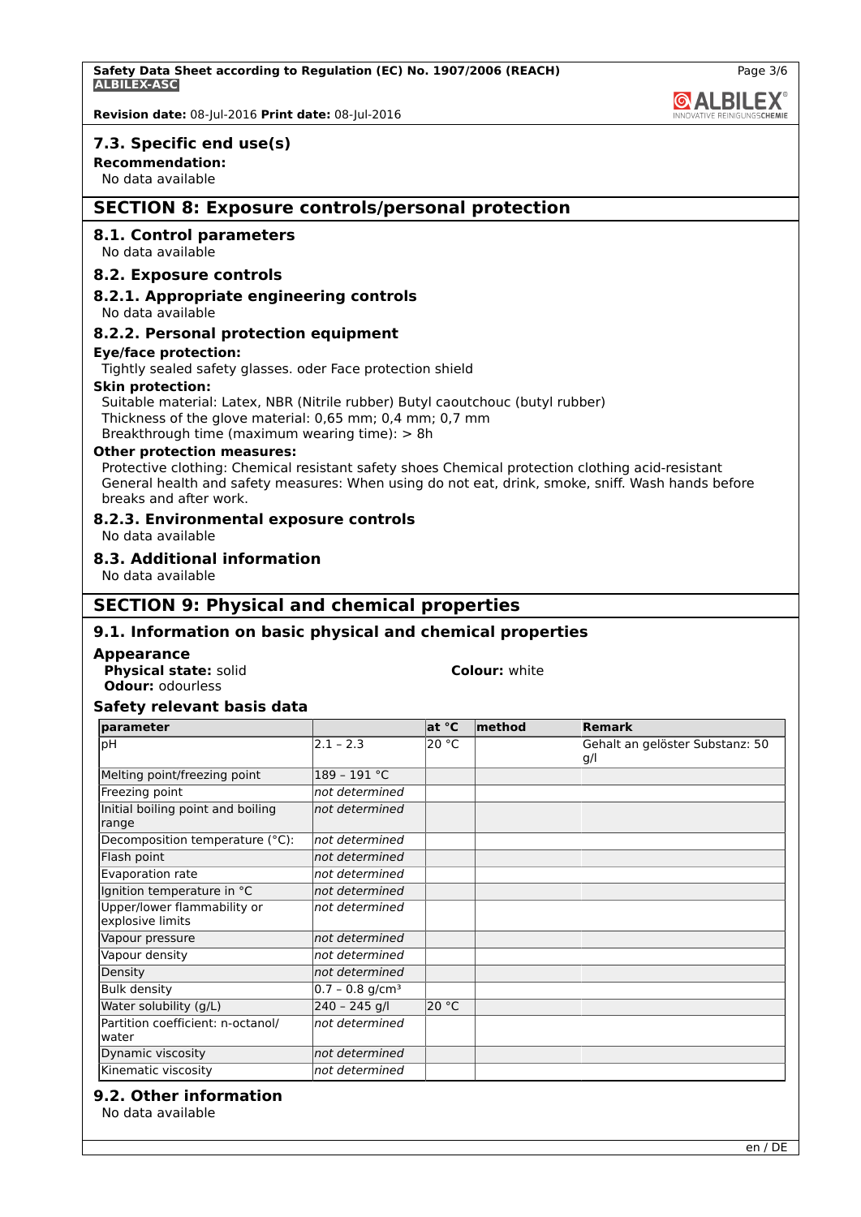### 7.3. Specific end use(s)

**Recommendation:**

No data available

## SECTION 8: Exposure controls/personal protection

### 8.1. Control parameters

No data available

### 8.2. Exposure controls

#### 8.2.1. Appropriate engineering controls

No data available

#### 8.2.2. Personal protection equipment

**Eye/face protection:**

Tightly sealed safety glasses. oder Face protection shield

**Skin protection:**

Suitable material: Latex, NBR (Nitrile rubber) Butyl caoutchouc (butyl rubber)
Thickness of the glove material: 0,65 mm; 0,4 mm; 0,7 mm
Breakthrough time (maximum wearing time): > 8h

**Other protection measures:**

Protective clothing: Chemical resistant safety shoes Chemical protection clothing acid-resistant
General health and safety measures: When using do not eat, drink, smoke, sniff. Wash hands before breaks and after work.

#### 8.2.3. Environmental exposure controls

No data available

### 8.3. Additional information

No data available

## SECTION 9: Physical and chemical properties

### 9.1. Information on basic physical and chemical properties

**Appearance**

**Physical state:** solid
**Colour:** white
**Odour:** odourless

**Safety relevant basis data**

| parameter | | at °C | method | Remark |
|---|---|---|---|---|
| pH | 2.1 – 2.3 | 20 °C | | Gehalt an gelöster Substanz: 50 g/l |
| Melting point/freezing point | 189 – 191 °C | | | |
| Freezing point | *not determined* | | | |
| Initial boiling point and boiling range | *not determined* | | | |
| Decomposition temperature (°C): | *not determined* | | | |
| Flash point | *not determined* | | | |
| Evaporation rate | *not determined* | | | |
| Ignition temperature in °C | *not determined* | | | |
| Upper/lower flammability or explosive limits | *not determined* | | | |
| Vapour pressure | *not determined* | | | |
| Vapour density | *not determined* | | | |
| Density | *not determined* | | | |
| Bulk density | 0.7 – 0.8 g/cm³ | | | |
| Water solubility (g/L) | 240 – 245 g/l | 20 °C | | |
| Partition coefficient: n-octanol/water | *not determined* | | | |
| Dynamic viscosity | *not determined* | | | |
| Kinematic viscosity | *not determined* | | | |

### 9.2. Other information

No data available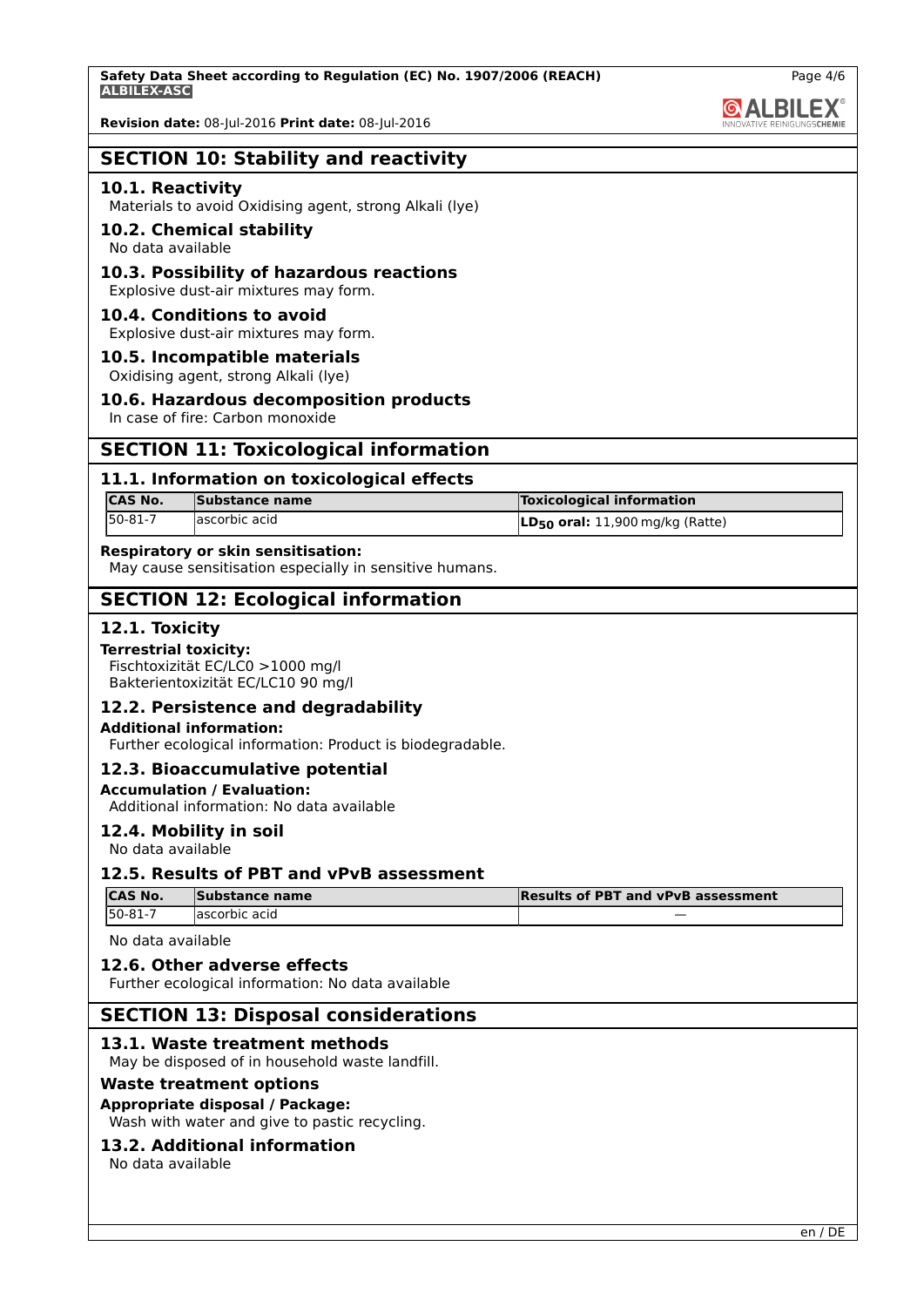## SECTION 10: Stability and reactivity

### 10.1. Reactivity

Materials to avoid Oxidising agent, strong Alkali (lye)

### 10.2. Chemical stability

No data available

### 10.3. Possibility of hazardous reactions

Explosive dust-air mixtures may form.

### 10.4. Conditions to avoid

Explosive dust-air mixtures may form.

### 10.5. Incompatible materials

Oxidising agent, strong Alkali (lye)

### 10.6. Hazardous decomposition products

In case of fire: Carbon monoxide

## SECTION 11: Toxicological information

### 11.1. Information on toxicological effects

| CAS No. | Substance name | Toxicological information |
|---|---|---|
| 50-81-7 | ascorbic acid | **$LD_{50}$ oral:** 11,900 mg/kg (Ratte) |

**Respiratory or skin sensitisation:**

May cause sensitisation especially in sensitive humans.

## SECTION 12: Ecological information

### 12.1. Toxicity

**Terrestrial toxicity:**

Fischtoxizität EC/LC0 >1000 mg/l
Bakterientoxizität EC/LC10 90 mg/l

### 12.2. Persistence and degradability

**Additional information:**

Further ecological information: Product is biodegradable.

### 12.3. Bioaccumulative potential

**Accumulation / Evaluation:**

Additional information: No data available

### 12.4. Mobility in soil

No data available

### 12.5. Results of PBT and vPvB assessment

| CAS No. | Substance name | Results of PBT and vPvB assessment |
|---|---|---|
| 50-81-7 | ascorbic acid | — |

No data available

### 12.6. Other adverse effects

Further ecological information: No data available

## SECTION 13: Disposal considerations

### 13.1. Waste treatment methods

May be disposed of in household waste landfill.

**Waste treatment options**

**Appropriate disposal / Package:**

Wash with water and give to pastic recycling.

### 13.2. Additional information

No data available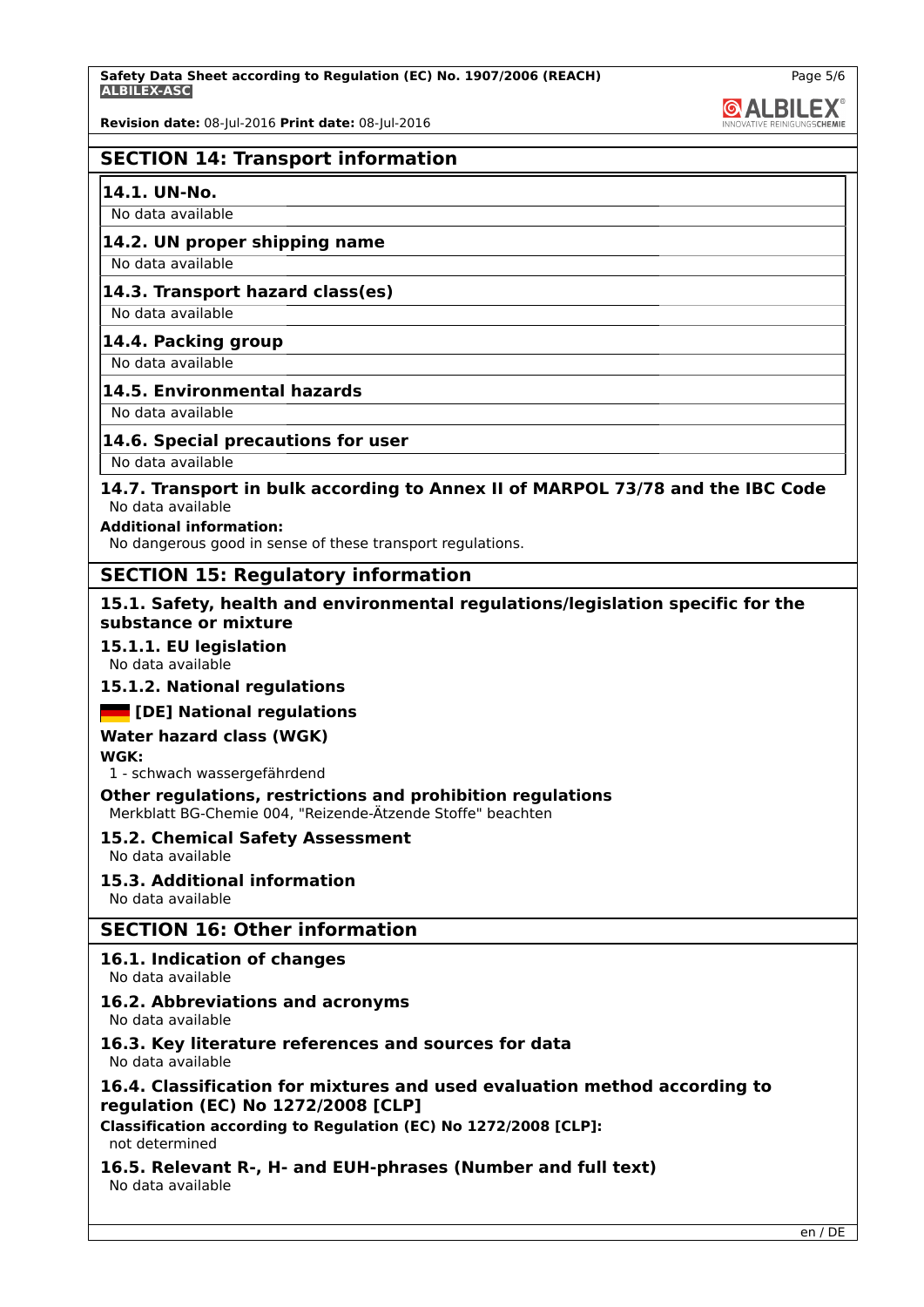## SECTION 14: Transport information

### 14.1. UN-No.

No data available

### 14.2. UN proper shipping name

No data available

### 14.3. Transport hazard class(es)

No data available

### 14.4. Packing group

No data available

### 14.5. Environmental hazards

No data available

### 14.6. Special precautions for user

No data available

### 14.7. Transport in bulk according to Annex II of MARPOL 73/78 and the IBC Code

No data available

**Additional information:**

No dangerous good in sense of these transport regulations.

## SECTION 15: Regulatory information

### 15.1. Safety, health and environmental regulations/legislation specific for the substance or mixture

#### 15.1.1. EU legislation

No data available

#### 15.1.2. National regulations

#### [DE] National regulations

**Water hazard class (WGK)**

**WGK:**

1 - schwach wassergefährdend

**Other regulations, restrictions and prohibition regulations**

Merkblatt BG-Chemie 004, "Reizende-Ätzende Stoffe" beachten

### 15.2. Chemical Safety Assessment

No data available

### 15.3. Additional information

No data available

## SECTION 16: Other information

### 16.1. Indication of changes

No data available

### 16.2. Abbreviations and acronyms

No data available

### 16.3. Key literature references and sources for data

No data available

### 16.4. Classification for mixtures and used evaluation method according to regulation (EC) No 1272/2008 [CLP]

**Classification according to Regulation (EC) No 1272/2008 [CLP]:**

not determined

### 16.5. Relevant R-, H- and EUH-phrases (Number and full text)

No data available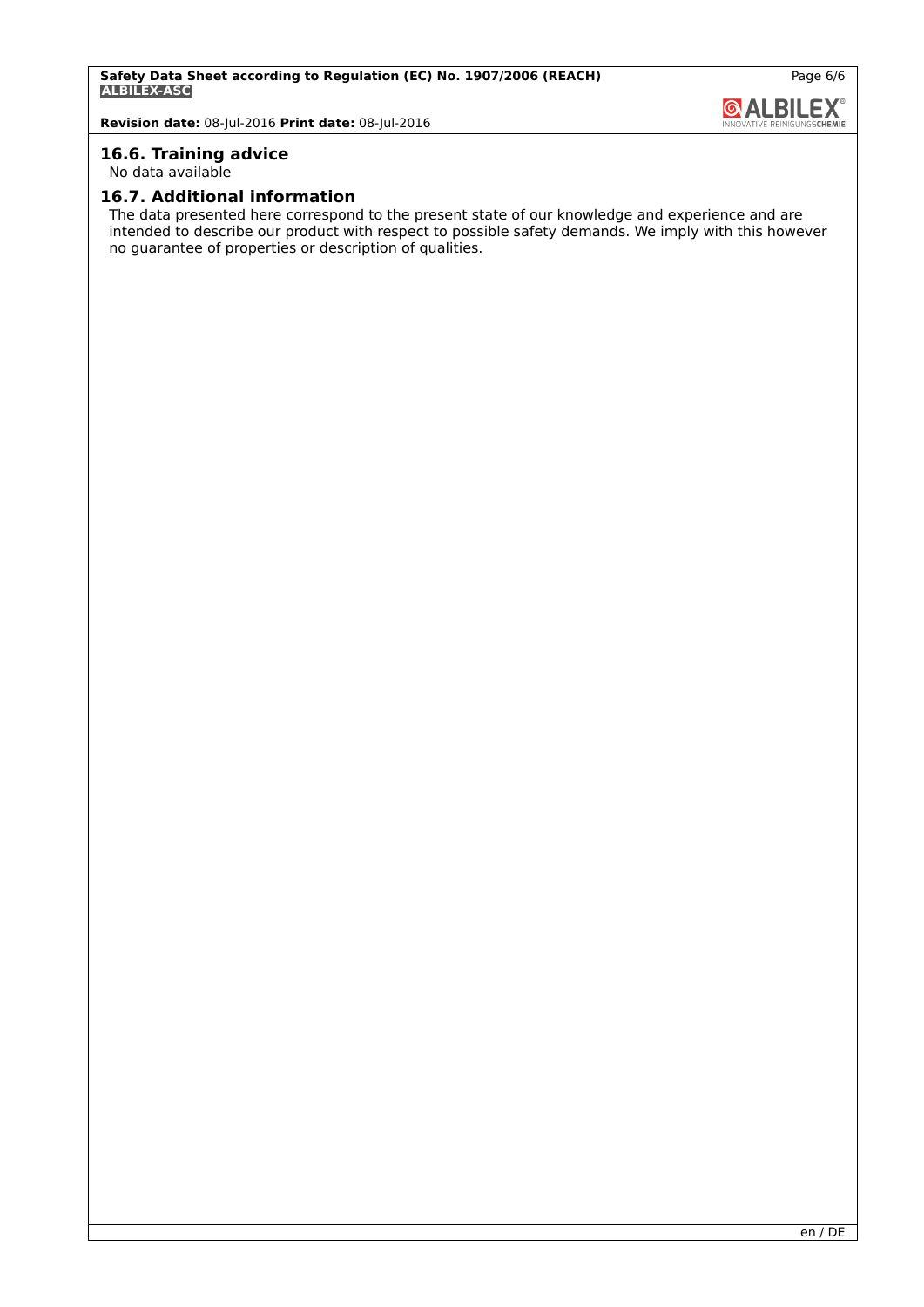## 16.6. Training advice

No data available

## 16.7. Additional information

The data presented here correspond to the present state of our knowledge and experience and are intended to describe our product with respect to possible safety demands. We imply with this however no guarantee of properties or description of qualities.